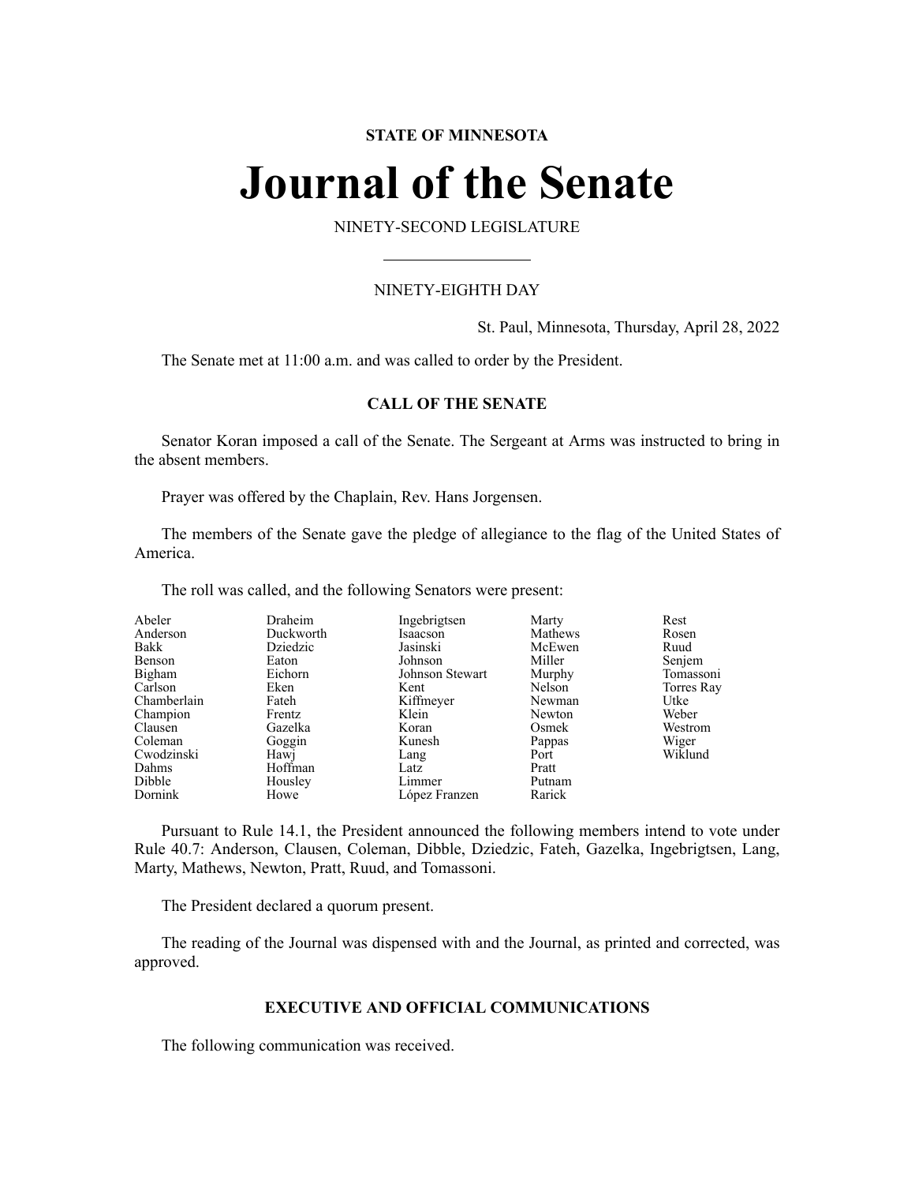**STATE OF MINNESOTA**

# Journal of the Senate

NINETY-SECOND LEGISLATURE

NINETY-EIGHTH DAY

St. Paul, Minnesota, Thursday, April 28, 2022

The Senate met at 11:00 a.m. and was called to order by the President.

### CALL OF THE SENATE

Senator Koran imposed a call of the Senate. The Sergeant at Arms was instructed to bring in the absent members.

Prayer was offered by the Chaplain, Rev. Hans Jorgensen.

The members of the Senate gave the pledge of allegiance to the flag of the United States of America.

The roll was called, and the following Senators were present:

| | | | | |
|---|---|---|---|---|
| Abeler | Draheim | Ingebrigtsen | Marty | Rest |
| Anderson | Duckworth | Isaacson | Mathews | Rosen |
| Bakk | Dziedzic | Jasinski | McEwen | Ruud |
| Benson | Eaton | Johnson | Miller | Senjem |
| Bigham | Eichorn | Johnson Stewart | Murphy | Tomassoni |
| Carlson | Eken | Kent | Nelson | Torres Ray |
| Chamberlain | Fateh | Kiffmeyer | Newman | Utke |
| Champion | Frentz | Klein | Newton | Weber |
| Clausen | Gazelka | Koran | Osmek | Westrom |
| Coleman | Goggin | Kunesh | Pappas | Wiger |
| Cwodzinski | Hawj | Lang | Port | Wiklund |
| Dahms | Hoffman | Latz | Pratt | |
| Dibble | Housley | Limmer | Putnam | |
| Dornink | Howe | López Franzen | Rarick | |

Pursuant to Rule 14.1, the President announced the following members intend to vote under Rule 40.7: Anderson, Clausen, Coleman, Dibble, Dziedzic, Fateh, Gazelka, Ingebrigtsen, Lang, Marty, Mathews, Newton, Pratt, Ruud, and Tomassoni.

The President declared a quorum present.

The reading of the Journal was dispensed with and the Journal, as printed and corrected, was approved.

### EXECUTIVE AND OFFICIAL COMMUNICATIONS

The following communication was received.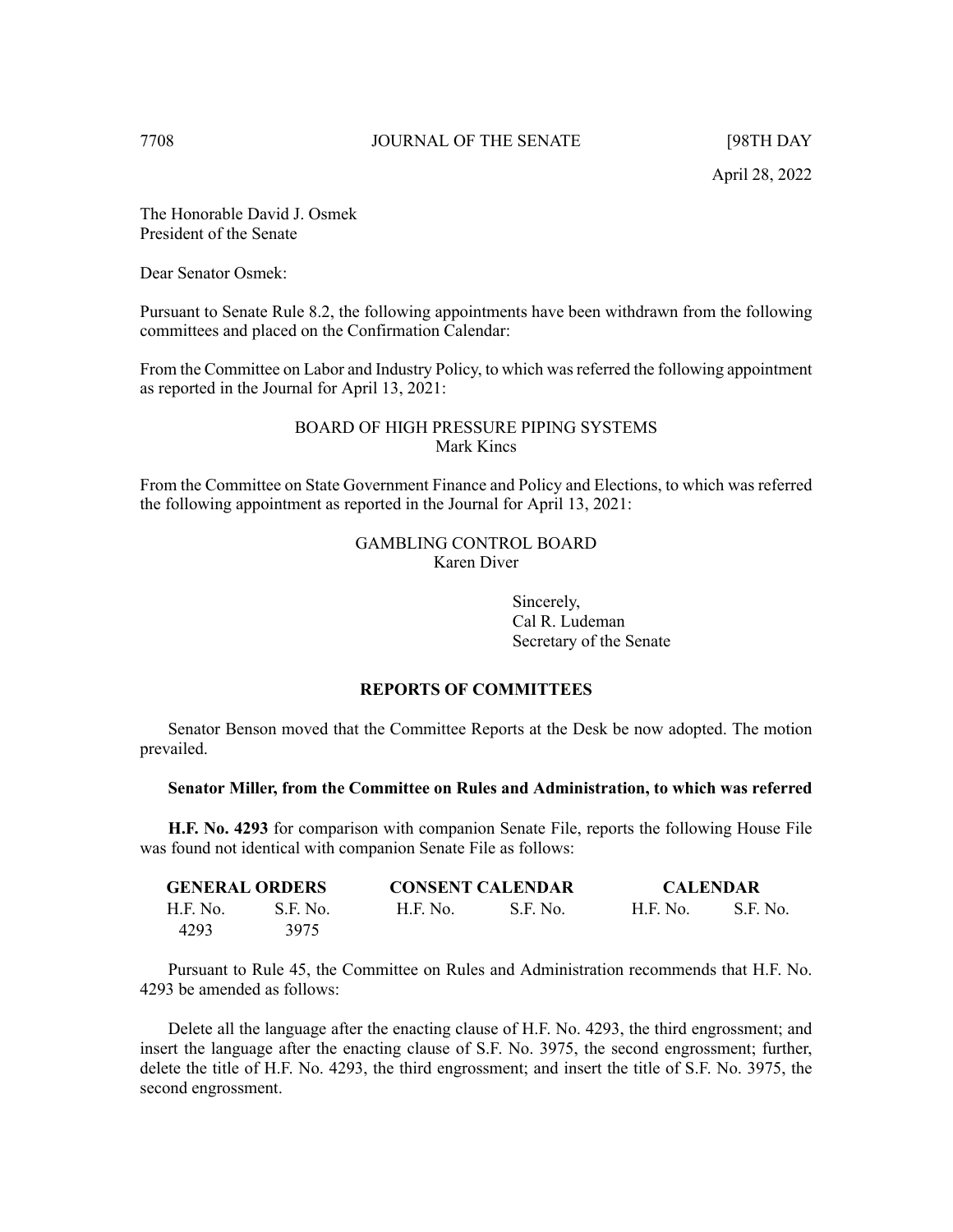April 28, 2022

The Honorable David J. Osmek
President of the Senate

Dear Senator Osmek:

Pursuant to Senate Rule 8.2, the following appointments have been withdrawn from the following committees and placed on the Confirmation Calendar:

From the Committee on Labor and Industry Policy, to which was referred the following appointment as reported in the Journal for April 13, 2021:

BOARD OF HIGH PRESSURE PIPING SYSTEMS
Mark Kincs

From the Committee on State Government Finance and Policy and Elections, to which was referred the following appointment as reported in the Journal for April 13, 2021:

GAMBLING CONTROL BOARD
Karen Diver

Sincerely,
Cal R. Ludeman
Secretary of the Senate

## REPORTS OF COMMITTEES

Senator Benson moved that the Committee Reports at the Desk be now adopted. The motion prevailed.

**Senator Miller, from the Committee on Rules and Administration, to which was referred**

**H.F. No. 4293** for comparison with companion Senate File, reports the following House File was found not identical with companion Senate File as follows:

| GENERAL ORDERS | | CONSENT CALENDAR | | CALENDAR | |
|---|---|---|---|---|---|
| H.F. No. | S.F. No. | H.F. No. | S.F. No. | H.F. No. | S.F. No. |
| 4293 | 3975 | | | | |

Pursuant to Rule 45, the Committee on Rules and Administration recommends that H.F. No. 4293 be amended as follows:

Delete all the language after the enacting clause of H.F. No. 4293, the third engrossment; and insert the language after the enacting clause of S.F. No. 3975, the second engrossment; further, delete the title of H.F. No. 4293, the third engrossment; and insert the title of S.F. No. 3975, the second engrossment.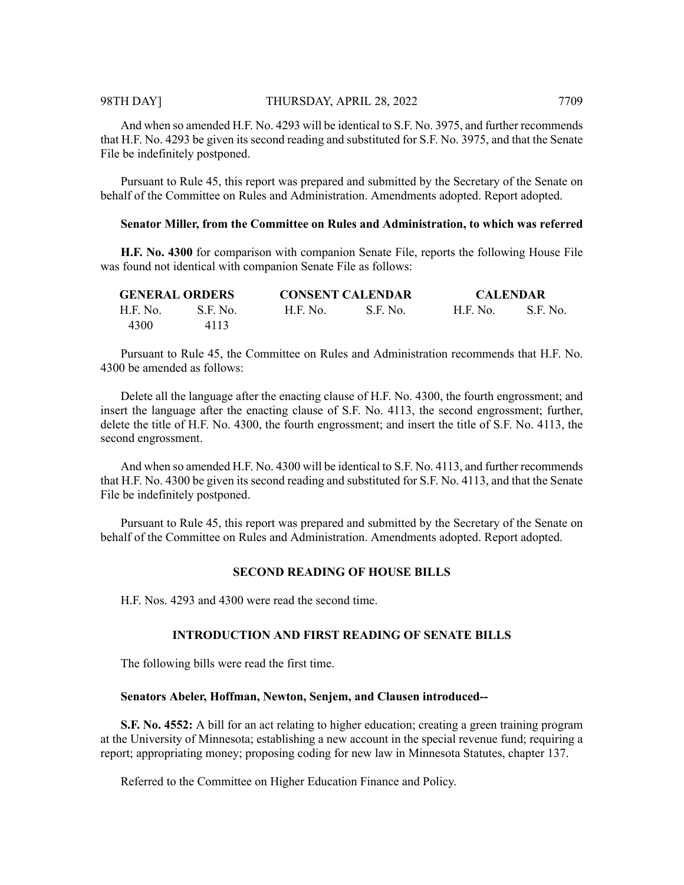And when so amended H.F. No. 4293 will be identical to S.F. No. 3975, and further recommends that H.F. No. 4293 be given its second reading and substituted for S.F. No. 3975, and that the Senate File be indefinitely postponed.

Pursuant to Rule 45, this report was prepared and submitted by the Secretary of the Senate on behalf of the Committee on Rules and Administration. Amendments adopted. Report adopted.

**Senator Miller, from the Committee on Rules and Administration, to which was referred**

**H.F. No. 4300** for comparison with companion Senate File, reports the following House File was found not identical with companion Senate File as follows:

| GENERAL ORDERS | | CONSENT CALENDAR | | CALENDAR | |
|---|---|---|---|---|---|
| H.F. No. | S.F. No. | H.F. No. | S.F. No. | H.F. No. | S.F. No. |
| 4300 | 4113 | | | | |

Pursuant to Rule 45, the Committee on Rules and Administration recommends that H.F. No. 4300 be amended as follows:

Delete all the language after the enacting clause of H.F. No. 4300, the fourth engrossment; and insert the language after the enacting clause of S.F. No. 4113, the second engrossment; further, delete the title of H.F. No. 4300, the fourth engrossment; and insert the title of S.F. No. 4113, the second engrossment.

And when so amended H.F. No. 4300 will be identical to S.F. No. 4113, and further recommends that H.F. No. 4300 be given its second reading and substituted for S.F. No. 4113, and that the Senate File be indefinitely postponed.

Pursuant to Rule 45, this report was prepared and submitted by the Secretary of the Senate on behalf of the Committee on Rules and Administration. Amendments adopted. Report adopted.

## SECOND READING OF HOUSE BILLS

H.F. Nos. 4293 and 4300 were read the second time.

## INTRODUCTION AND FIRST READING OF SENATE BILLS

The following bills were read the first time.

**Senators Abeler, Hoffman, Newton, Senjem, and Clausen introduced--**

**S.F. No. 4552:** A bill for an act relating to higher education; creating a green training program at the University of Minnesota; establishing a new account in the special revenue fund; requiring a report; appropriating money; proposing coding for new law in Minnesota Statutes, chapter 137.

Referred to the Committee on Higher Education Finance and Policy.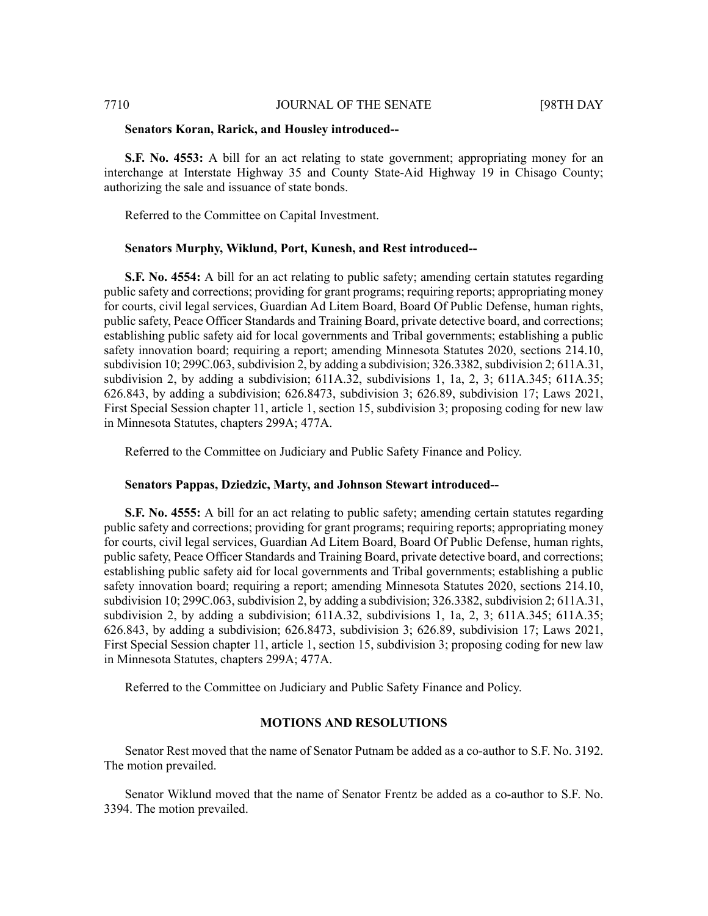**Senators Koran, Rarick, and Housley introduced--**

**S.F. No. 4553:** A bill for an act relating to state government; appropriating money for an interchange at Interstate Highway 35 and County State-Aid Highway 19 in Chisago County; authorizing the sale and issuance of state bonds.

Referred to the Committee on Capital Investment.

**Senators Murphy, Wiklund, Port, Kunesh, and Rest introduced--**

**S.F. No. 4554:** A bill for an act relating to public safety; amending certain statutes regarding public safety and corrections; providing for grant programs; requiring reports; appropriating money for courts, civil legal services, Guardian Ad Litem Board, Board Of Public Defense, human rights, public safety, Peace Officer Standards and Training Board, private detective board, and corrections; establishing public safety aid for local governments and Tribal governments; establishing a public safety innovation board; requiring a report; amending Minnesota Statutes 2020, sections 214.10, subdivision 10; 299C.063, subdivision 2, by adding a subdivision; 326.3382, subdivision 2; 611A.31, subdivision 2, by adding a subdivision; 611A.32, subdivisions 1, 1a, 2, 3; 611A.345; 611A.35; 626.843, by adding a subdivision; 626.8473, subdivision 3; 626.89, subdivision 17; Laws 2021, First Special Session chapter 11, article 1, section 15, subdivision 3; proposing coding for new law in Minnesota Statutes, chapters 299A; 477A.

Referred to the Committee on Judiciary and Public Safety Finance and Policy.

**Senators Pappas, Dziedzic, Marty, and Johnson Stewart introduced--**

**S.F. No. 4555:** A bill for an act relating to public safety; amending certain statutes regarding public safety and corrections; providing for grant programs; requiring reports; appropriating money for courts, civil legal services, Guardian Ad Litem Board, Board Of Public Defense, human rights, public safety, Peace Officer Standards and Training Board, private detective board, and corrections; establishing public safety aid for local governments and Tribal governments; establishing a public safety innovation board; requiring a report; amending Minnesota Statutes 2020, sections 214.10, subdivision 10; 299C.063, subdivision 2, by adding a subdivision; 326.3382, subdivision 2; 611A.31, subdivision 2, by adding a subdivision; 611A.32, subdivisions 1, 1a, 2, 3; 611A.345; 611A.35; 626.843, by adding a subdivision; 626.8473, subdivision 3; 626.89, subdivision 17; Laws 2021, First Special Session chapter 11, article 1, section 15, subdivision 3; proposing coding for new law in Minnesota Statutes, chapters 299A; 477A.

Referred to the Committee on Judiciary and Public Safety Finance and Policy.

## MOTIONS AND RESOLUTIONS

Senator Rest moved that the name of Senator Putnam be added as a co-author to S.F. No. 3192. The motion prevailed.

Senator Wiklund moved that the name of Senator Frentz be added as a co-author to S.F. No. 3394. The motion prevailed.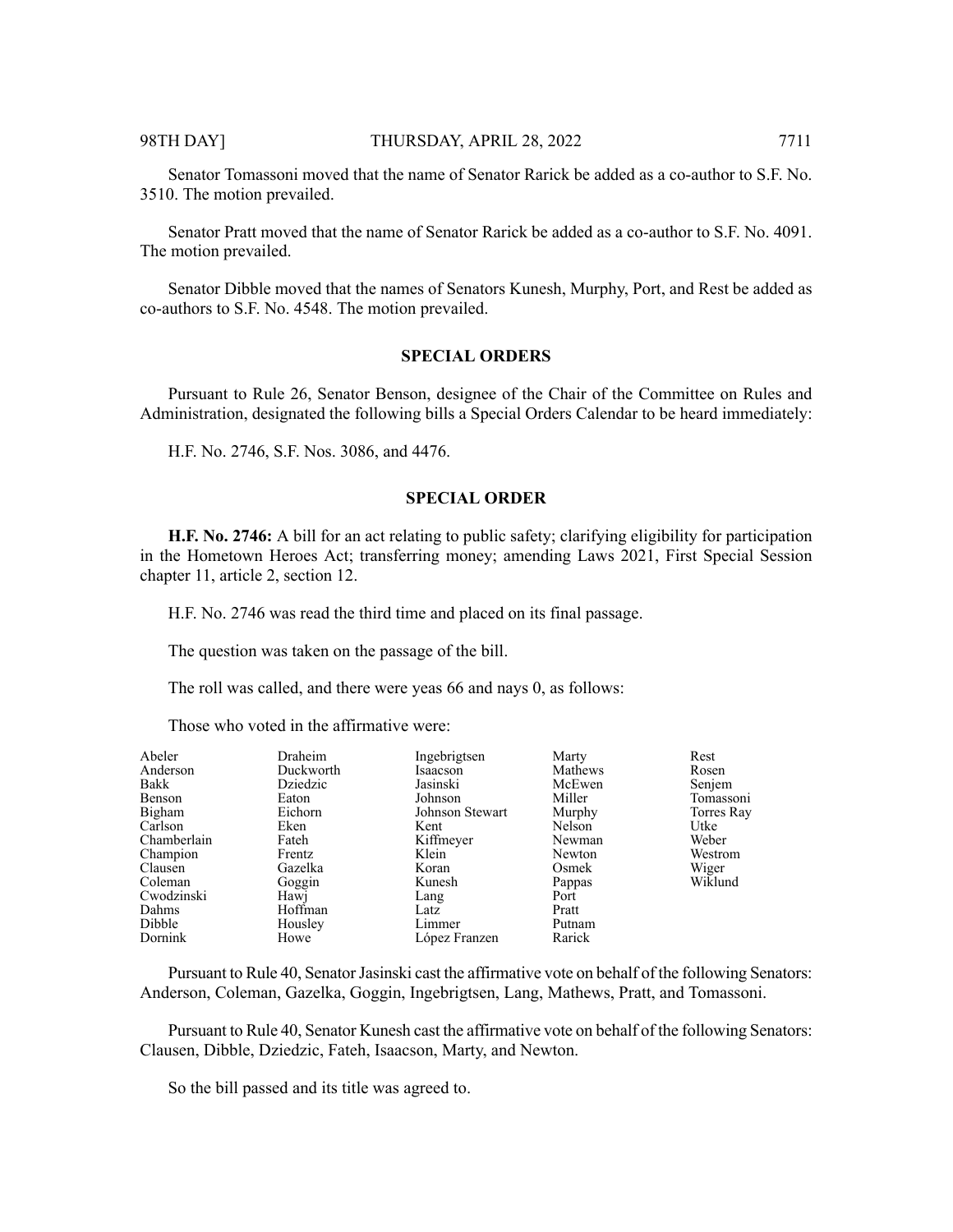Senator Tomassoni moved that the name of Senator Rarick be added as a co-author to S.F. No. 3510. The motion prevailed.

Senator Pratt moved that the name of Senator Rarick be added as a co-author to S.F. No. 4091. The motion prevailed.

Senator Dibble moved that the names of Senators Kunesh, Murphy, Port, and Rest be added as co-authors to S.F. No. 4548. The motion prevailed.

## SPECIAL ORDERS

Pursuant to Rule 26, Senator Benson, designee of the Chair of the Committee on Rules and Administration, designated the following bills a Special Orders Calendar to be heard immediately:

H.F. No. 2746, S.F. Nos. 3086, and 4476.

## SPECIAL ORDER

**H.F. No. 2746:** A bill for an act relating to public safety; clarifying eligibility for participation in the Hometown Heroes Act; transferring money; amending Laws 2021, First Special Session chapter 11, article 2, section 12.

H.F. No. 2746 was read the third time and placed on its final passage.

The question was taken on the passage of the bill.

The roll was called, and there were yeas 66 and nays 0, as follows:

Those who voted in the affirmative were:

| | | | | |
|---|---|---|---|---|
| Abeler | Draheim | Ingebrigtsen | Marty | Rest |
| Anderson | Duckworth | Isaacson | Mathews | Rosen |
| Bakk | Dziedzic | Jasinski | McEwen | Senjem |
| Benson | Eaton | Johnson | Miller | Tomassoni |
| Bigham | Eichorn | Johnson Stewart | Murphy | Torres Ray |
| Carlson | Eken | Kent | Nelson | Utke |
| Chamberlain | Fateh | Kiffmeyer | Newman | Weber |
| Champion | Frentz | Klein | Newton | Westrom |
| Clausen | Gazelka | Koran | Osmek | Wiger |
| Coleman | Goggin | Kunesh | Pappas | Wiklund |
| Cwodzinski | Hawj | Lang | Port | |
| Dahms | Hoffman | Latz | Pratt | |
| Dibble | Housley | Limmer | Putnam | |
| Dornink | Howe | López Franzen | Rarick | |

Pursuant to Rule 40, Senator Jasinski cast the affirmative vote on behalf of the following Senators: Anderson, Coleman, Gazelka, Goggin, Ingebrigtsen, Lang, Mathews, Pratt, and Tomassoni.

Pursuant to Rule 40, Senator Kunesh cast the affirmative vote on behalf of the following Senators: Clausen, Dibble, Dziedzic, Fateh, Isaacson, Marty, and Newton.

So the bill passed and its title was agreed to.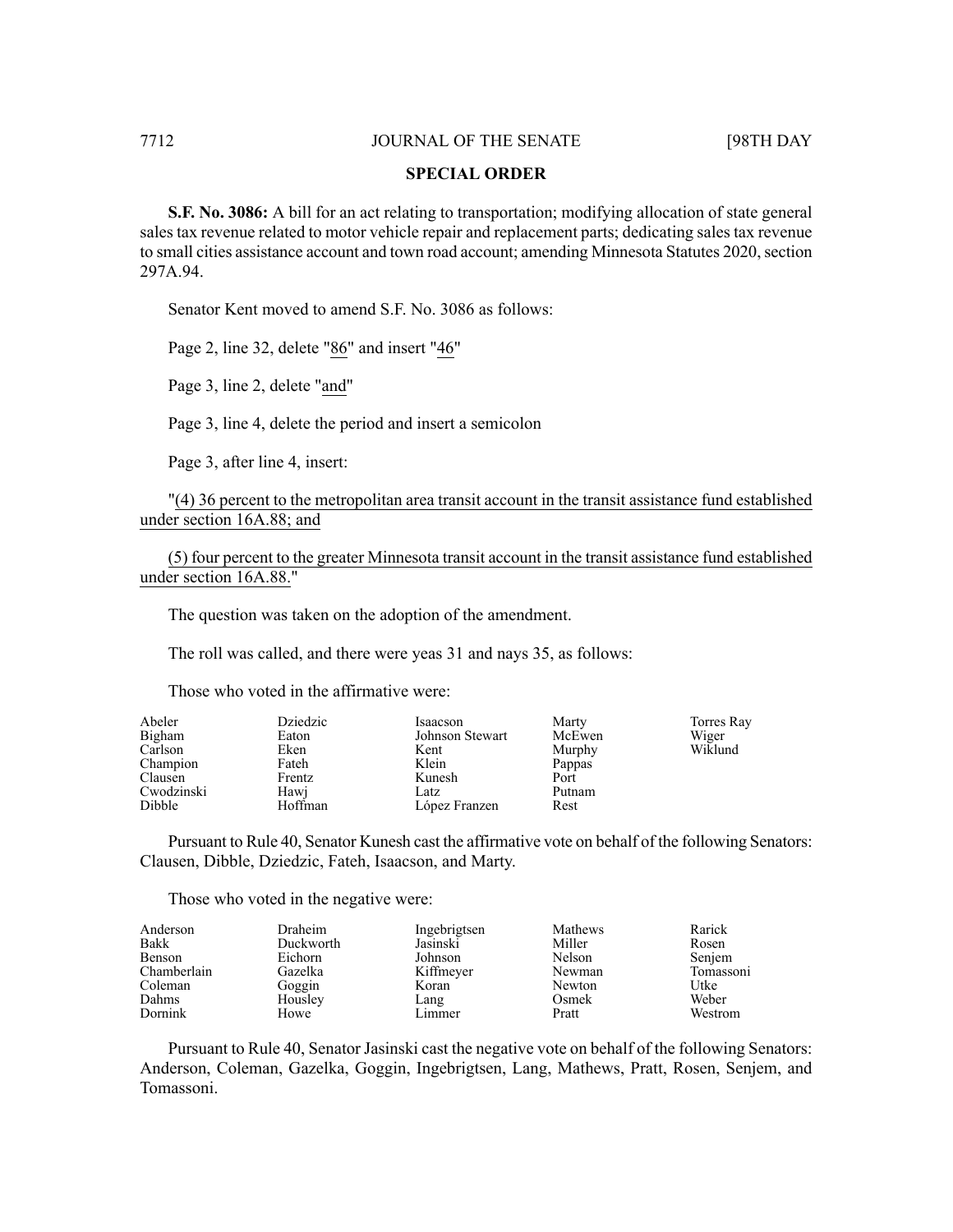## SPECIAL ORDER

**S.F. No. 3086:** A bill for an act relating to transportation; modifying allocation of state general sales tax revenue related to motor vehicle repair and replacement parts; dedicating sales tax revenue to small cities assistance account and town road account; amending Minnesota Statutes 2020, section 297A.94.

Senator Kent moved to amend S.F. No. 3086 as follows:

Page 2, line 32, delete "86" and insert "46"

Page 3, line 2, delete "and"

Page 3, line 4, delete the period and insert a semicolon

Page 3, after line 4, insert:

"(4) 36 percent to the metropolitan area transit account in the transit assistance fund established under section 16A.88; and

(5) four percent to the greater Minnesota transit account in the transit assistance fund established under section 16A.88."

The question was taken on the adoption of the amendment.

The roll was called, and there were yeas 31 and nays 35, as follows:

Those who voted in the affirmative were:

| | | | | |
|---|---|---|---|---|
| Abeler | Dziedzic | Isaacson | Marty | Torres Ray |
| Bigham | Eaton | Johnson Stewart | McEwen | Wiger |
| Carlson | Eken | Kent | Murphy | Wiklund |
| Champion | Fateh | Klein | Pappas | |
| Clausen | Frentz | Kunesh | Port | |
| Cwodzinski | Hawj | Latz | Putnam | |
| Dibble | Hoffman | López Franzen | Rest | |

Pursuant to Rule 40, Senator Kunesh cast the affirmative vote on behalf of the following Senators: Clausen, Dibble, Dziedzic, Fateh, Isaacson, and Marty.

Those who voted in the negative were:

| | | | | |
|---|---|---|---|---|
| Anderson | Draheim | Ingebrigtsen | Mathews | Rarick |
| Bakk | Duckworth | Jasinski | Miller | Rosen |
| Benson | Eichorn | Johnson | Nelson | Senjem |
| Chamberlain | Gazelka | Kiffmeyer | Newman | Tomassoni |
| Coleman | Goggin | Koran | Newton | Utke |
| Dahms | Housley | Lang | Osmek | Weber |
| Dornink | Howe | Limmer | Pratt | Westrom |

Pursuant to Rule 40, Senator Jasinski cast the negative vote on behalf of the following Senators: Anderson, Coleman, Gazelka, Goggin, Ingebrigtsen, Lang, Mathews, Pratt, Rosen, Senjem, and Tomassoni.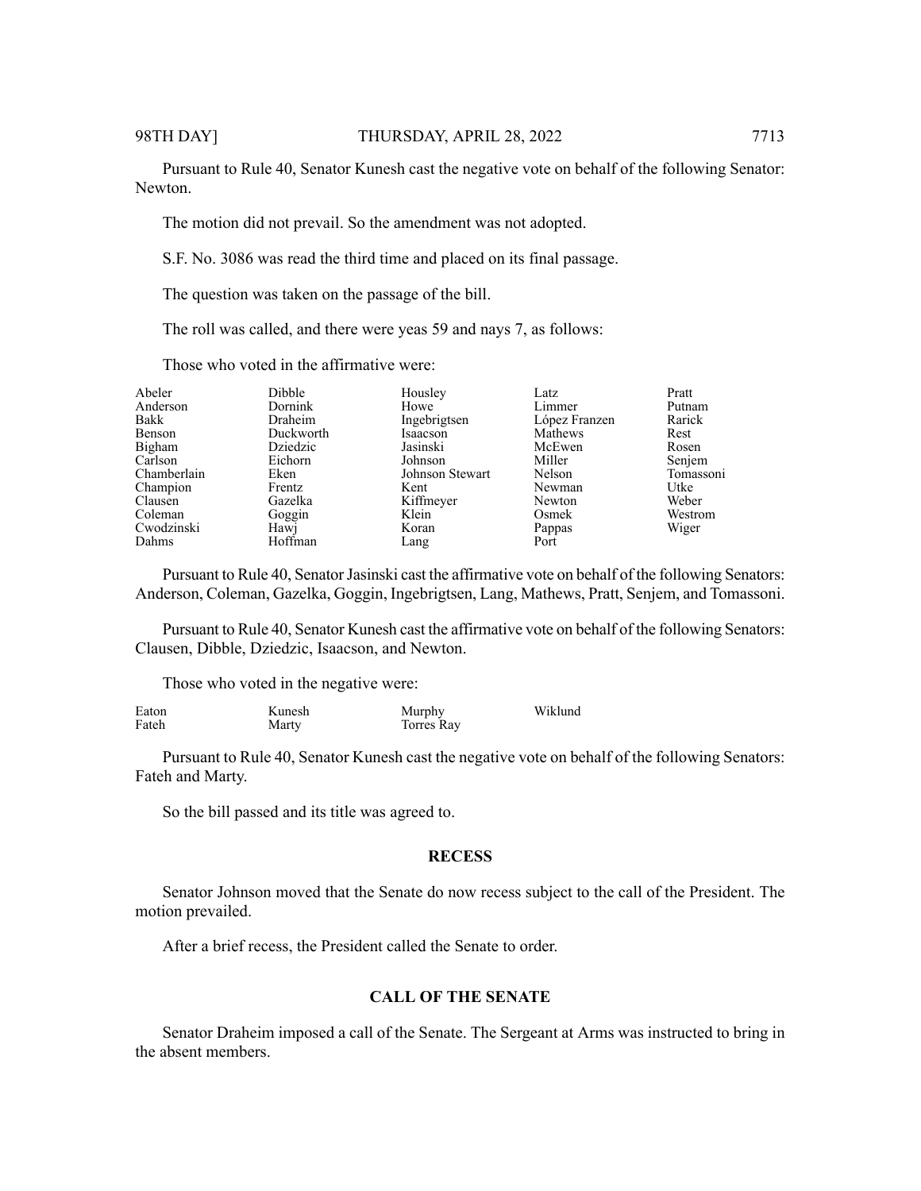Pursuant to Rule 40, Senator Kunesh cast the negative vote on behalf of the following Senator: Newton.

The motion did not prevail. So the amendment was not adopted.

S.F. No. 3086 was read the third time and placed on its final passage.

The question was taken on the passage of the bill.

The roll was called, and there were yeas 59 and nays 7, as follows:

Those who voted in the affirmative were:

| | | | | |
|---|---|---|---|---|
| Abeler | Dibble | Housley | Latz | Pratt |
| Anderson | Dornink | Howe | Limmer | Putnam |
| Bakk | Draheim | Ingebrigtsen | López Franzen | Rarick |
| Benson | Duckworth | Isaacson | Mathews | Rest |
| Bigham | Dziedzic | Jasinski | McEwen | Rosen |
| Carlson | Eichorn | Johnson | Miller | Senjem |
| Chamberlain | Eken | Johnson Stewart | Nelson | Tomassoni |
| Champion | Frentz | Kent | Newman | Utke |
| Clausen | Gazelka | Kiffmeyer | Newton | Weber |
| Coleman | Goggin | Klein | Osmek | Westrom |
| Cwodzinski | Hawj | Koran | Pappas | Wiger |
| Dahms | Hoffman | Lang | Port | |

Pursuant to Rule 40, Senator Jasinski cast the affirmative vote on behalf of the following Senators: Anderson, Coleman, Gazelka, Goggin, Ingebrigtsen, Lang, Mathews, Pratt, Senjem, and Tomassoni.

Pursuant to Rule 40, Senator Kunesh cast the affirmative vote on behalf of the following Senators: Clausen, Dibble, Dziedzic, Isaacson, and Newton.

Those who voted in the negative were:

| | | | |
|---|---|---|---|
| Eaton | Kunesh | Murphy | Wiklund |
| Fateh | Marty | Torres Ray | |

Pursuant to Rule 40, Senator Kunesh cast the negative vote on behalf of the following Senators: Fateh and Marty.

So the bill passed and its title was agreed to.

## RECESS

Senator Johnson moved that the Senate do now recess subject to the call of the President. The motion prevailed.

After a brief recess, the President called the Senate to order.

## CALL OF THE SENATE

Senator Draheim imposed a call of the Senate. The Sergeant at Arms was instructed to bring in the absent members.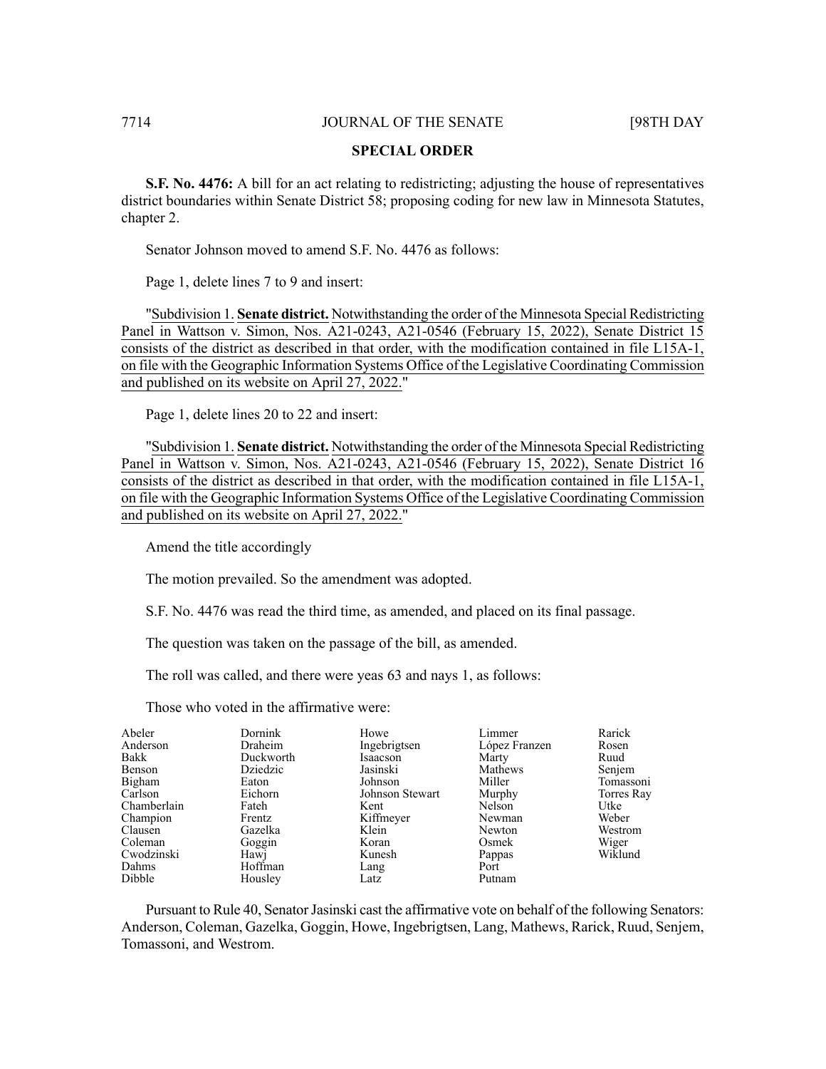## SPECIAL ORDER

**S.F. No. 4476:** A bill for an act relating to redistricting; adjusting the house of representatives district boundaries within Senate District 58; proposing coding for new law in Minnesota Statutes, chapter 2.

Senator Johnson moved to amend S.F. No. 4476 as follows:

Page 1, delete lines 7 to 9 and insert:

"Subdivision 1. **Senate district.** Notwithstanding the order of the Minnesota Special Redistricting Panel in Wattson v. Simon, Nos. A21-0243, A21-0546 (February 15, 2022), Senate District 15 consists of the district as described in that order, with the modification contained in file L15A-1, on file with the Geographic Information Systems Office of the Legislative Coordinating Commission and published on its website on April 27, 2022."

Page 1, delete lines 20 to 22 and insert:

"Subdivision 1. **Senate district.** Notwithstanding the order of the Minnesota Special Redistricting Panel in Wattson v. Simon, Nos. A21-0243, A21-0546 (February 15, 2022), Senate District 16 consists of the district as described in that order, with the modification contained in file L15A-1, on file with the Geographic Information Systems Office of the Legislative Coordinating Commission and published on its website on April 27, 2022."

Amend the title accordingly

The motion prevailed. So the amendment was adopted.

S.F. No. 4476 was read the third time, as amended, and placed on its final passage.

The question was taken on the passage of the bill, as amended.

The roll was called, and there were yeas 63 and nays 1, as follows:

Those who voted in the affirmative were:

| | | | | |
|---|---|---|---|---|
| Abeler | Dornink | Howe | Limmer | Rarick |
| Anderson | Draheim | Ingebrigtsen | López Franzen | Rosen |
| Bakk | Duckworth | Isaacson | Marty | Ruud |
| Benson | Dziedzic | Jasinski | Mathews | Senjem |
| Bigham | Eaton | Johnson | Miller | Tomassoni |
| Carlson | Eichorn | Johnson Stewart | Murphy | Torres Ray |
| Chamberlain | Fateh | Kent | Nelson | Utke |
| Champion | Frentz | Kiffmeyer | Newman | Weber |
| Clausen | Gazelka | Klein | Newton | Westrom |
| Coleman | Goggin | Koran | Osmek | Wiger |
| Cwodzinski | Hawj | Kunesh | Pappas | Wiklund |
| Dahms | Hoffman | Lang | Port | |
| Dibble | Housley | Latz | Putnam | |

Pursuant to Rule 40, Senator Jasinski cast the affirmative vote on behalf of the following Senators: Anderson, Coleman, Gazelka, Goggin, Howe, Ingebrigtsen, Lang, Mathews, Rarick, Ruud, Senjem, Tomassoni, and Westrom.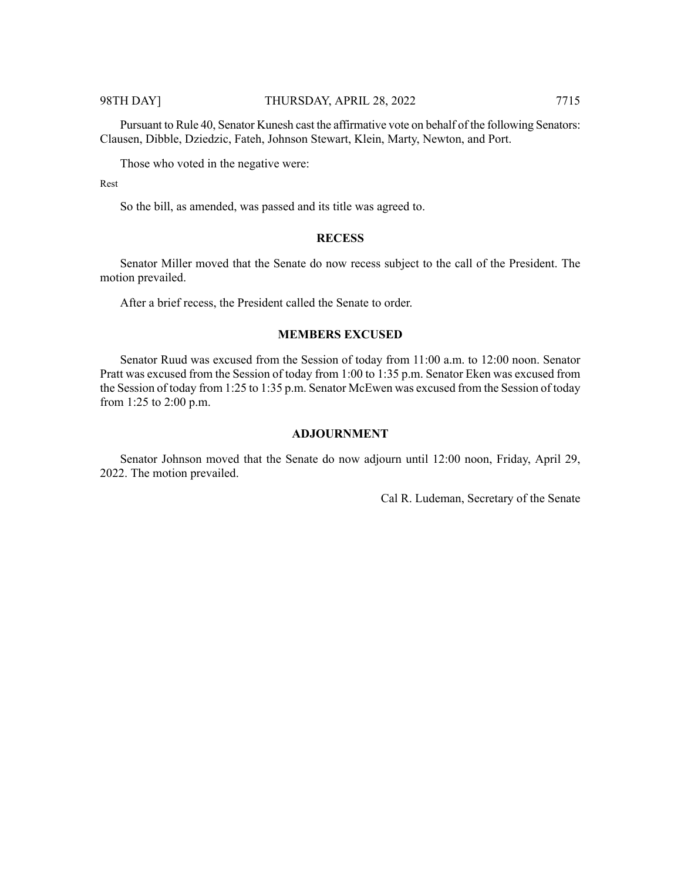Pursuant to Rule 40, Senator Kunesh cast the affirmative vote on behalf of the following Senators: Clausen, Dibble, Dziedzic, Fateh, Johnson Stewart, Klein, Marty, Newton, and Port.

Those who voted in the negative were:

Rest

So the bill, as amended, was passed and its title was agreed to.

## RECESS

Senator Miller moved that the Senate do now recess subject to the call of the President. The motion prevailed.

After a brief recess, the President called the Senate to order.

## MEMBERS EXCUSED

Senator Ruud was excused from the Session of today from 11:00 a.m. to 12:00 noon. Senator Pratt was excused from the Session of today from 1:00 to 1:35 p.m. Senator Eken was excused from the Session of today from 1:25 to 1:35 p.m. Senator McEwen was excused from the Session of today from 1:25 to 2:00 p.m.

## ADJOURNMENT

Senator Johnson moved that the Senate do now adjourn until 12:00 noon, Friday, April 29, 2022. The motion prevailed.

Cal R. Ludeman, Secretary of the Senate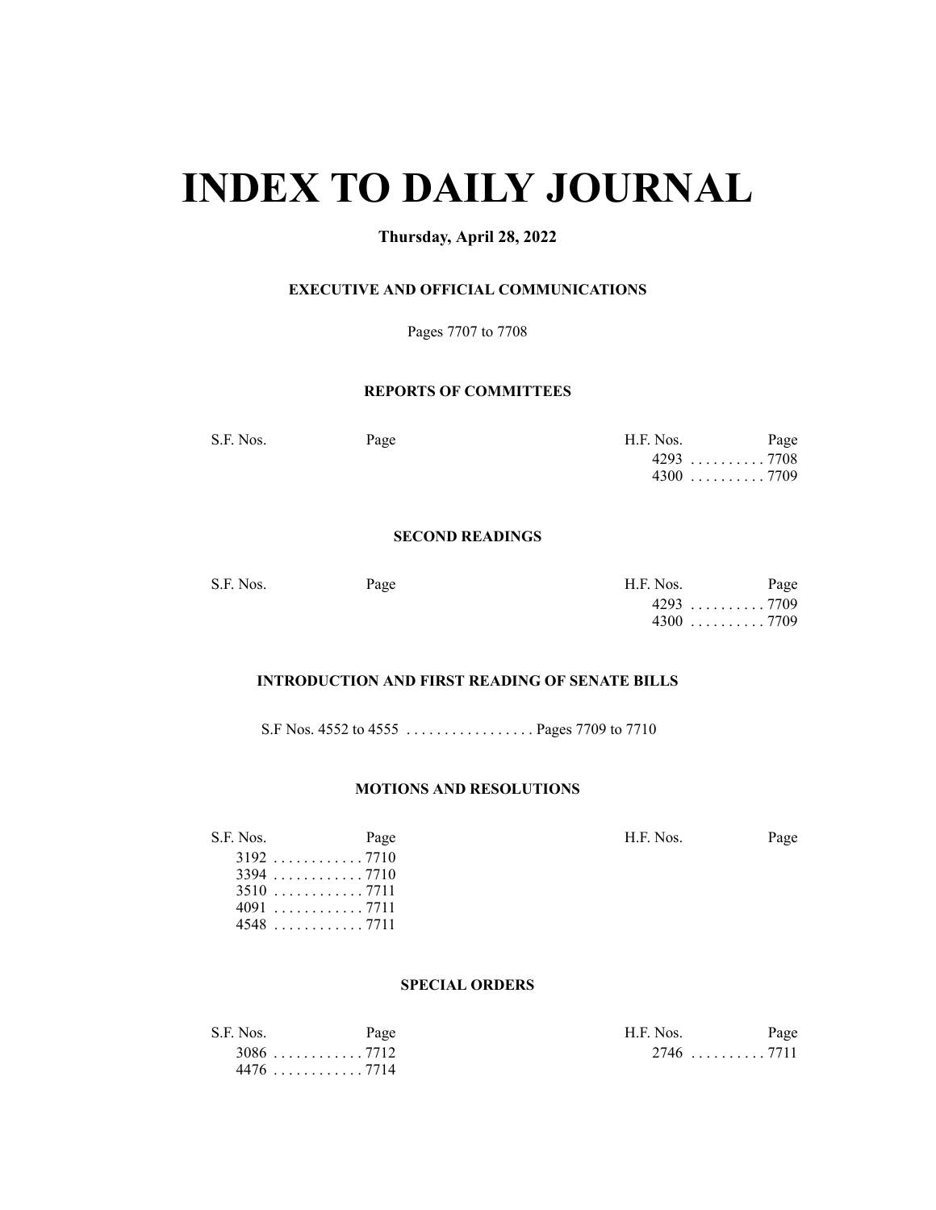# INDEX TO DAILY JOURNAL

**Thursday, April 28, 2022**

### EXECUTIVE AND OFFICIAL COMMUNICATIONS

Pages 7707 to 7708

### REPORTS OF COMMITTEES

| S.F. Nos. | Page | H.F. Nos. | Page |
|---|---|---|---|
| | | 4293 | 7708 |
| | | 4300 | 7709 |

### SECOND READINGS

| S.F. Nos. | Page | H.F. Nos. | Page |
|---|---|---|---|
| | | 4293 | 7709 |
| | | 4300 | 7709 |

### INTRODUCTION AND FIRST READING OF SENATE BILLS

S.F Nos. 4552 to 4555 . . . . . . . . . . . . . . . . . Pages 7709 to 7710

### MOTIONS AND RESOLUTIONS

| S.F. Nos. | Page | H.F. Nos. | Page |
|---|---|---|---|
| 3192 | 7710 | | |
| 3394 | 7710 | | |
| 3510 | 7711 | | |
| 4091 | 7711 | | |
| 4548 | 7711 | | |

### SPECIAL ORDERS

| S.F. Nos. | Page | H.F. Nos. | Page |
|---|---|---|---|
| 3086 | 7712 | 2746 | 7711 |
| 4476 | 7714 | | |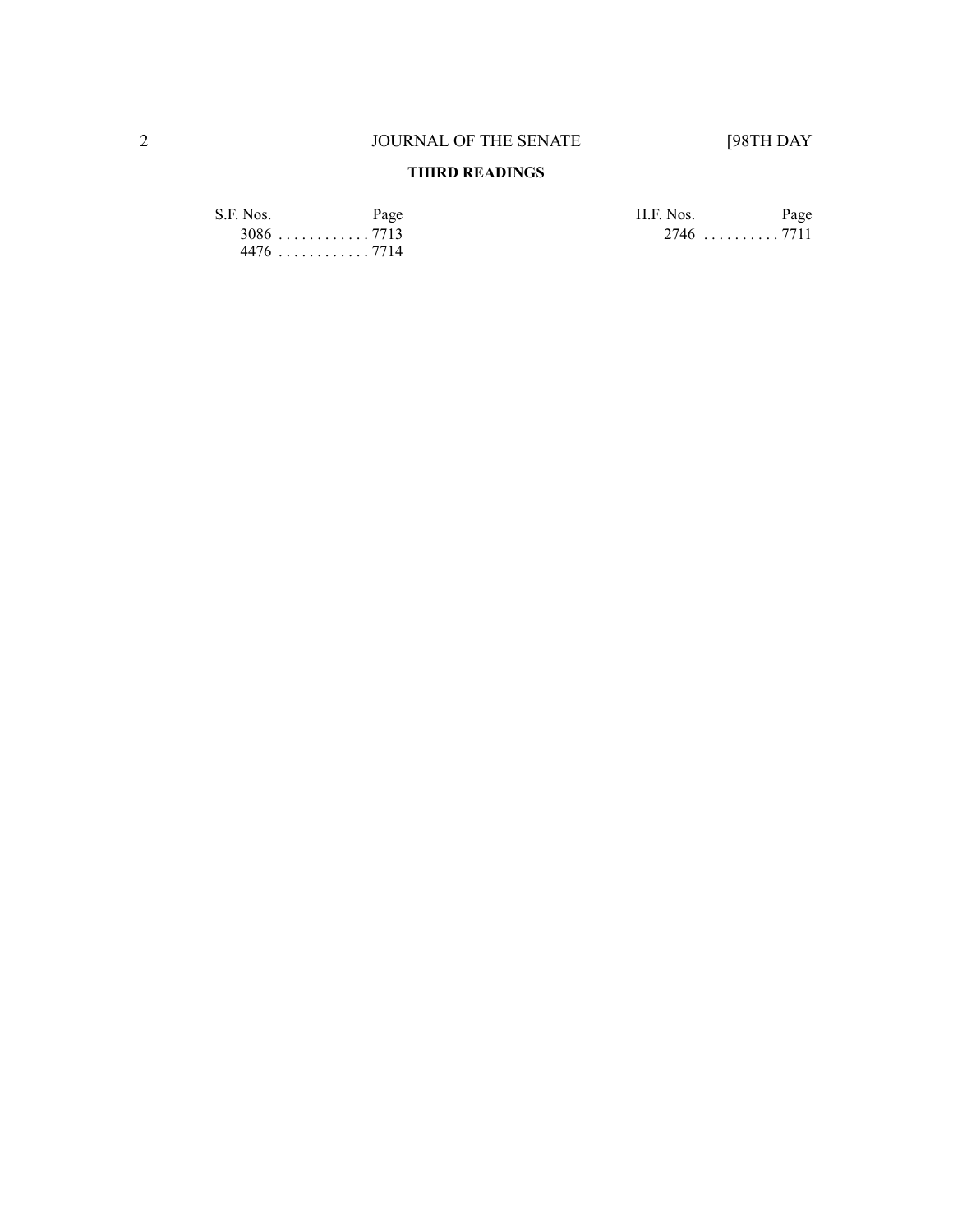## THIRD READINGS

| S.F. Nos. | Page |
|---|---|
| 3086 | 7713 |
| 4476 | 7714 |

| H.F. Nos. | Page |
|---|---|
| 2746 | 7711 |